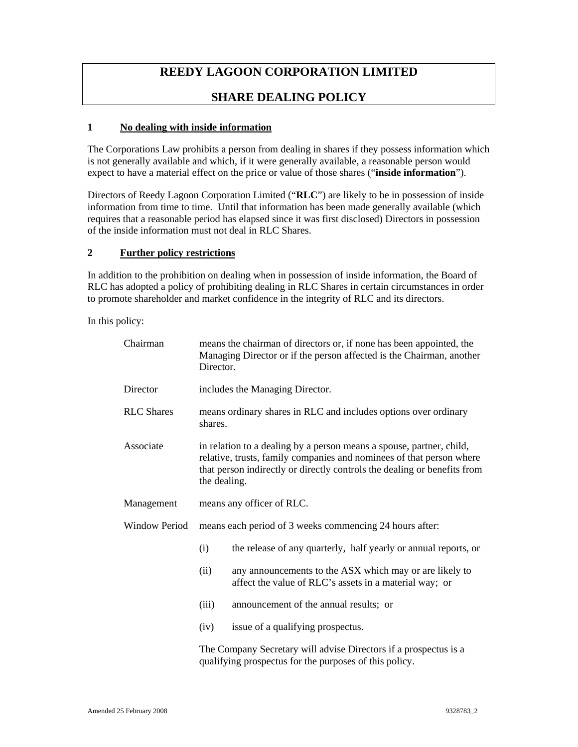# REEDY LAGOON CORPORATION LIMITED

# SHARE DEALING POLICY

## 1 No dealing with inside information

The Corporations Law prohibits a person from dealing in shares if they possess information which is not generally available and which, if it were generally available, a reasonable person would expect to have a material effect on the price or value of those shares ("**inside information**").

Directors of Reedy Lagoon Corporation Limited ("**RLC**") are likely to be in possession of inside information from time to time. Until that information has been made generally available (which requires that a reasonable period has elapsed since it was first disclosed) Directors in possession of the inside information must not deal in RLC Shares.

## 2 Further policy restrictions

In addition to the prohibition on dealing when in possession of inside information, the Board of RLC has adopted a policy of prohibiting dealing in RLC Shares in certain circumstances in order to promote shareholder and market confidence in the integrity of RLC and its directors.

In this policy:

**Chairman** means the chairman of directors or, if none has been appointed, the Managing Director or if the person affected is the Chairman, another Director.

**Director** includes the Managing Director.

**RLC Shares** means ordinary shares in RLC and includes options over ordinary shares.

**Associate** in relation to a dealing by a person means a spouse, partner, child, relative, trusts, family companies and nominees of that person where that person indirectly or directly controls the dealing or benefits from the dealing.

**Management** means any officer of RLC.

**Window Period** means each period of 3 weeks commencing 24 hours after:

(i) the release of any quarterly, half yearly or annual reports, or

(ii) any announcements to the ASX which may or are likely to affect the value of RLC's assets in a material way; or

(iii) announcement of the annual results; or

(iv) issue of a qualifying prospectus.

The Company Secretary will advise Directors if a prospectus is a qualifying prospectus for the purposes of this policy.

Amended 25 February 2008 9328783_2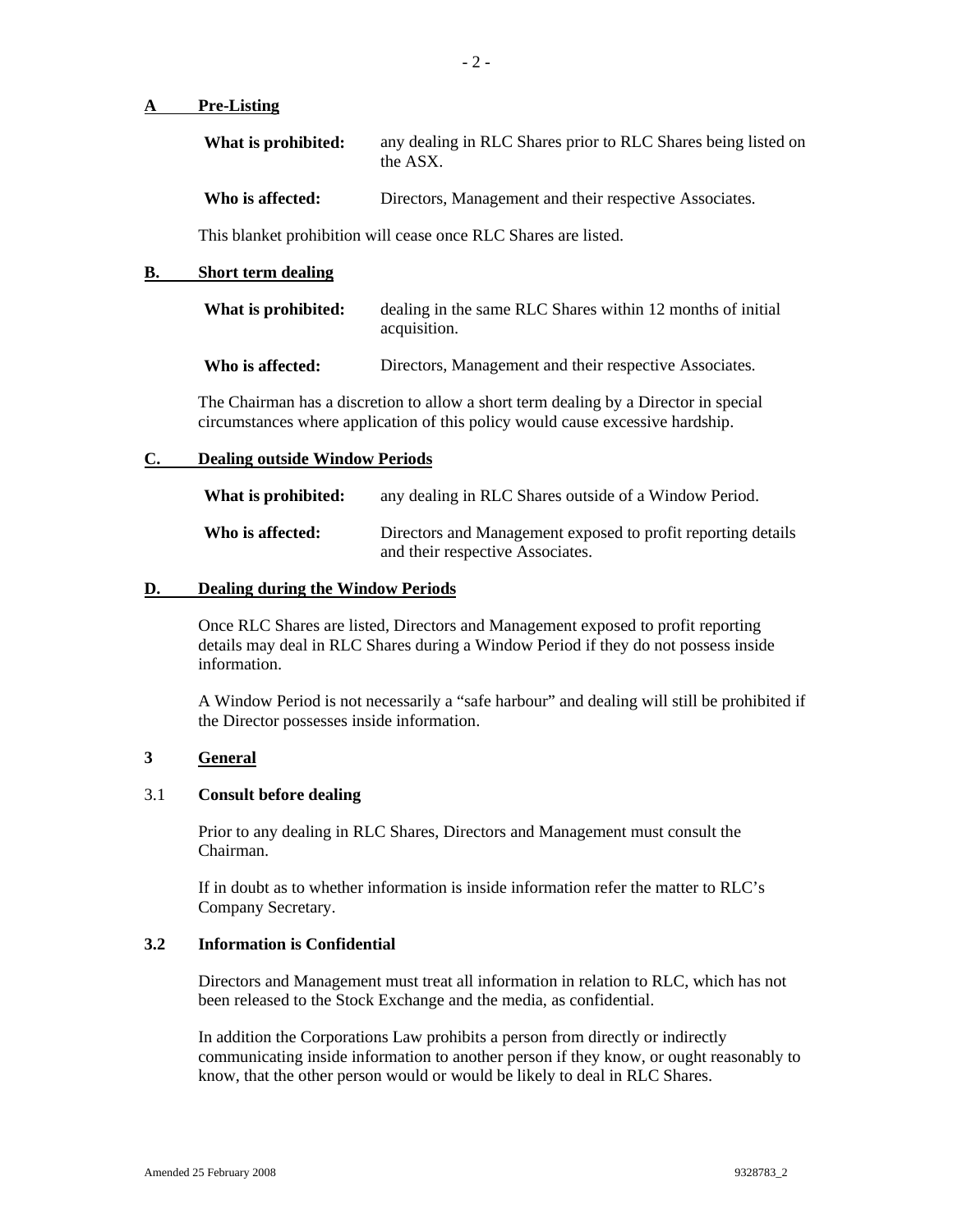### A Pre-Listing

**What is prohibited:** any dealing in RLC Shares prior to RLC Shares being listed on the ASX.

**Who is affected:** Directors, Management and their respective Associates.

This blanket prohibition will cease once RLC Shares are listed.

### B. Short term dealing

**What is prohibited:** dealing in the same RLC Shares within 12 months of initial acquisition.

**Who is affected:** Directors, Management and their respective Associates.

The Chairman has a discretion to allow a short term dealing by a Director in special circumstances where application of this policy would cause excessive hardship.

### C. Dealing outside Window Periods

**What is prohibited:** any dealing in RLC Shares outside of a Window Period.

**Who is affected:** Directors and Management exposed to profit reporting details and their respective Associates.

### D. Dealing during the Window Periods

Once RLC Shares are listed, Directors and Management exposed to profit reporting details may deal in RLC Shares during a Window Period if they do not possess inside information.

A Window Period is not necessarily a "safe harbour" and dealing will still be prohibited if the Director possesses inside information.

## 3 General

### 3.1 Consult before dealing

Prior to any dealing in RLC Shares, Directors and Management must consult the Chairman.

If in doubt as to whether information is inside information refer the matter to RLC's Company Secretary.

### 3.2 Information is Confidential

Directors and Management must treat all information in relation to RLC, which has not been released to the Stock Exchange and the media, as confidential.

In addition the Corporations Law prohibits a person from directly or indirectly communicating inside information to another person if they know, or ought reasonably to know, that the other person would or would be likely to deal in RLC Shares.